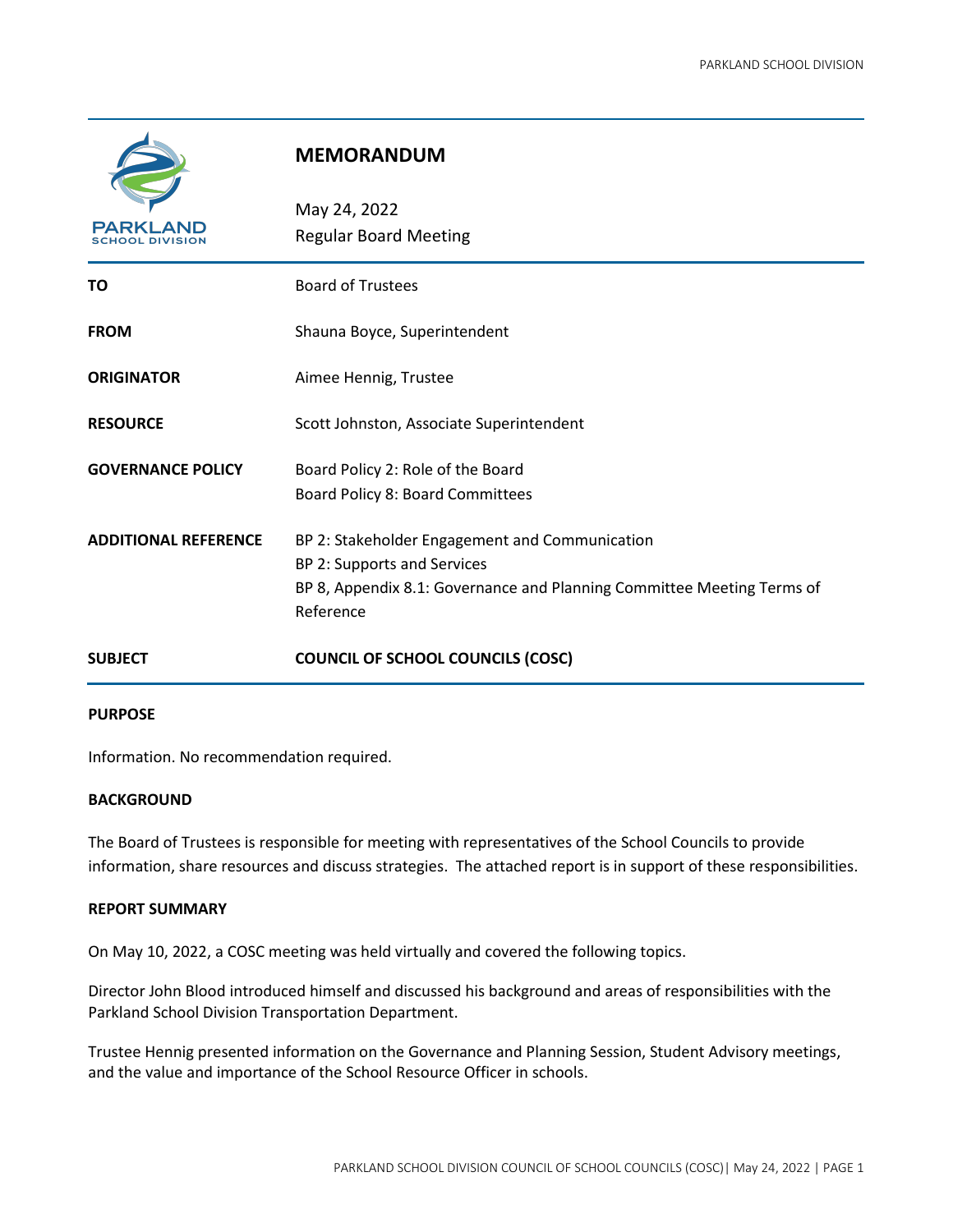# MEMORANDUM

May 24, 2022
Regular Board Meeting

| | |
|---|---|
| **TO** | Board of Trustees |
| **FROM** | Shauna Boyce, Superintendent |
| **ORIGINATOR** | Aimee Hennig, Trustee |
| **RESOURCE** | Scott Johnston, Associate Superintendent |
| **GOVERNANCE POLICY** | Board Policy 2: Role of the Board<br>Board Policy 8: Board Committees |
| **ADDITIONAL REFERENCE** | BP 2: Stakeholder Engagement and Communication<br>BP 2: Supports and Services<br>BP 8, Appendix 8.1: Governance and Planning Committee Meeting Terms of Reference |
| **SUBJECT** | **COUNCIL OF SCHOOL COUNCILS (COSC)** |

**PURPOSE**

Information. No recommendation required.

**BACKGROUND**

The Board of Trustees is responsible for meeting with representatives of the School Councils to provide information, share resources and discuss strategies. The attached report is in support of these responsibilities.

**REPORT SUMMARY**

On May 10, 2022, a COSC meeting was held virtually and covered the following topics.

Director John Blood introduced himself and discussed his background and areas of responsibilities with the Parkland School Division Transportation Department.

Trustee Hennig presented information on the Governance and Planning Session, Student Advisory meetings, and the value and importance of the School Resource Officer in schools.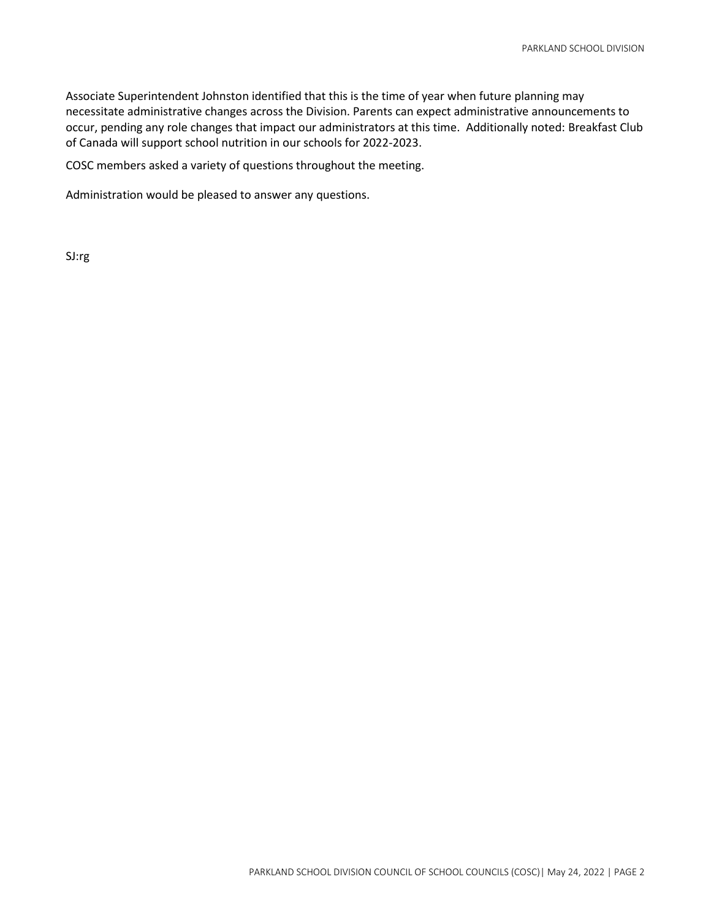Associate Superintendent Johnston identified that this is the time of year when future planning may necessitate administrative changes across the Division. Parents can expect administrative announcements to occur, pending any role changes that impact our administrators at this time. Additionally noted: Breakfast Club of Canada will support school nutrition in our schools for 2022-2023.

COSC members asked a variety of questions throughout the meeting.

Administration would be pleased to answer any questions.

SJ:rg